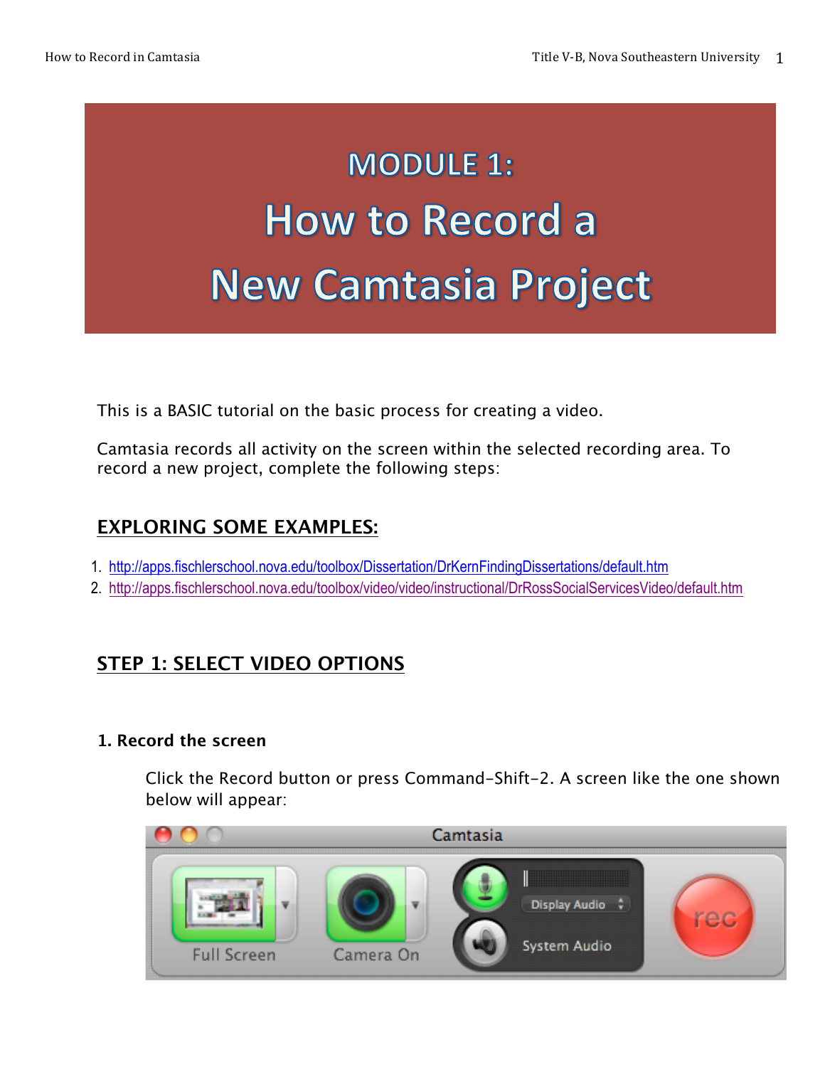# MODULE 1:
# How to Record a New Camtasia Project

This is a BASIC tutorial on the basic process for creating a video.

Camtasia records all activity on the screen within the selected recording area. To record a new project, complete the following steps:

## EXPLORING SOME EXAMPLES:

1. http://apps.fischlerschool.nova.edu/toolbox/Dissertation/DrKernFindingDissertations/default.htm
2. http://apps.fischlerschool.nova.edu/toolbox/video/video/instructional/DrRossSocialServicesVideo/default.htm

## STEP 1: SELECT VIDEO OPTIONS

### 1. Record the screen

Click the Record button or press Command-Shift-2. A screen like the one shown below will appear: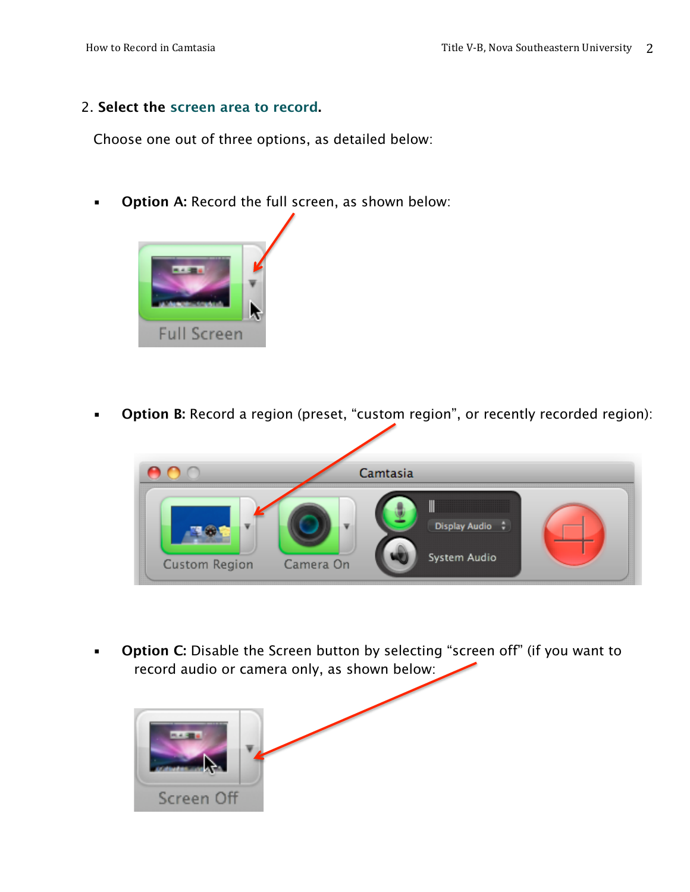2. **Select the screen area to record.**

Choose one out of three options, as detailed below:

- **Option A:** Record the full screen, as shown below:

- **Option B:** Record a region (preset, “custom region”, or recently recorded region):

- **Option C:** Disable the Screen button by selecting “screen off” (if you want to record audio or camera only, as shown below: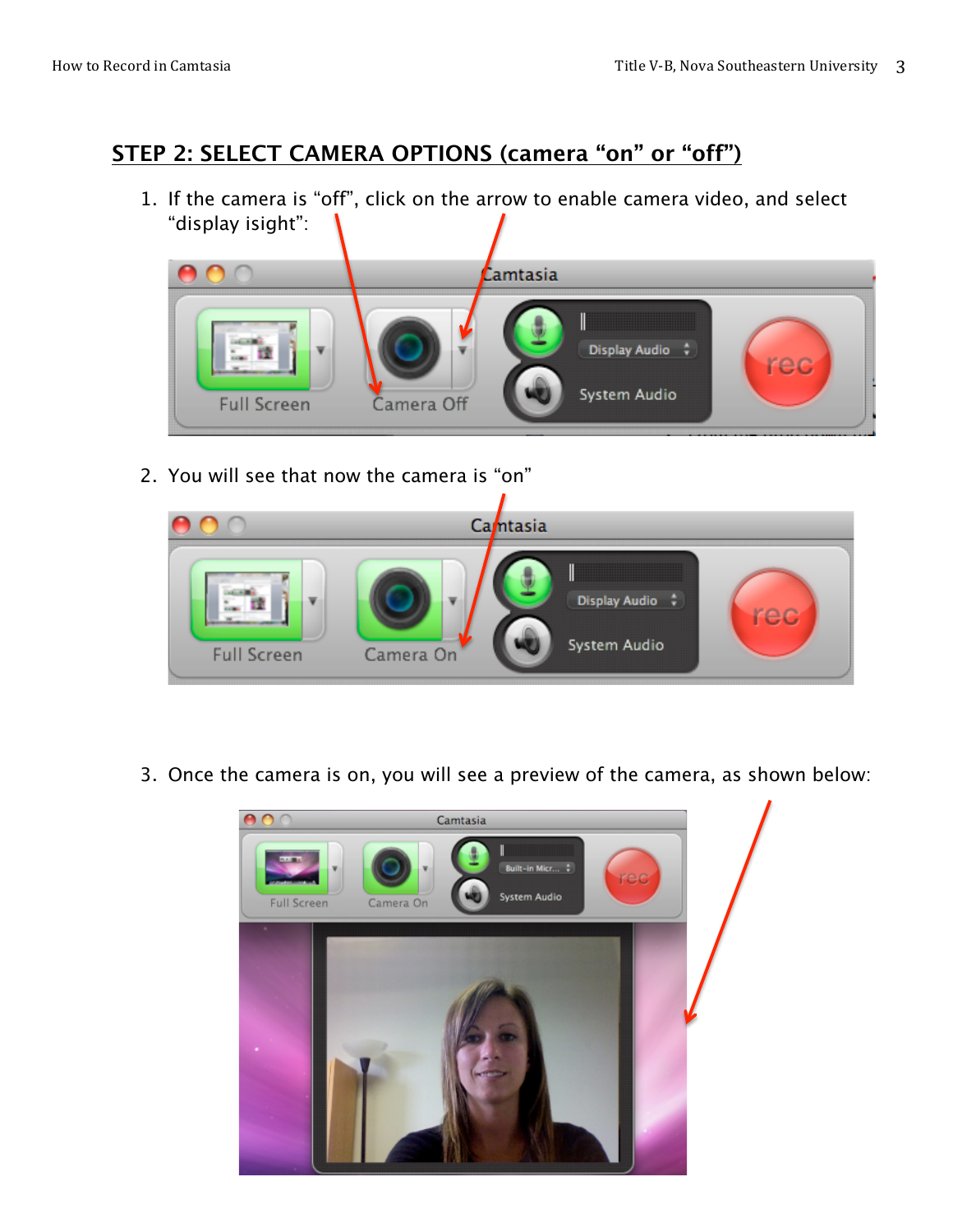## STEP 2: SELECT CAMERA OPTIONS (camera “on” or “off”)

1. If the camera is “off”, click on the arrow to enable camera video, and select “display isight”:

2. You will see that now the camera is “on”

3. Once the camera is on, you will see a preview of the camera, as shown below: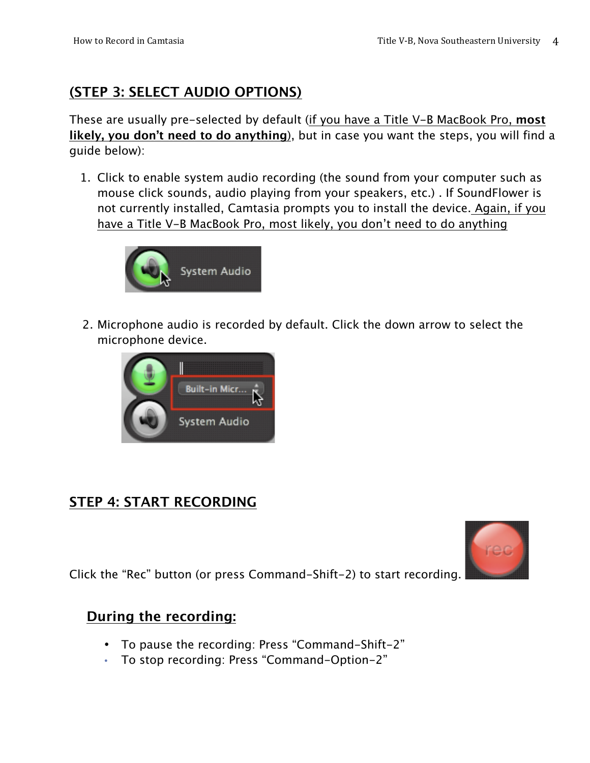## (STEP 3: SELECT AUDIO OPTIONS)

These are usually pre-selected by default (if you have a Title V-B MacBook Pro, **most likely, you don't need to do anything**), but in case you want the steps, you will find a guide below):

1. Click to enable system audio recording (the sound from your computer such as mouse click sounds, audio playing from your speakers, etc.) . If SoundFlower is not currently installed, Camtasia prompts you to install the device. Again, if you have a Title V-B MacBook Pro, most likely, you don't need to do anything

2. Microphone audio is recorded by default. Click the down arrow to select the microphone device.

## STEP 4: START RECORDING

Click the "Rec" button (or press Command-Shift-2) to start recording.

### During the recording:

- To pause the recording: Press "Command-Shift-2"
- To stop recording: Press "Command-Option-2"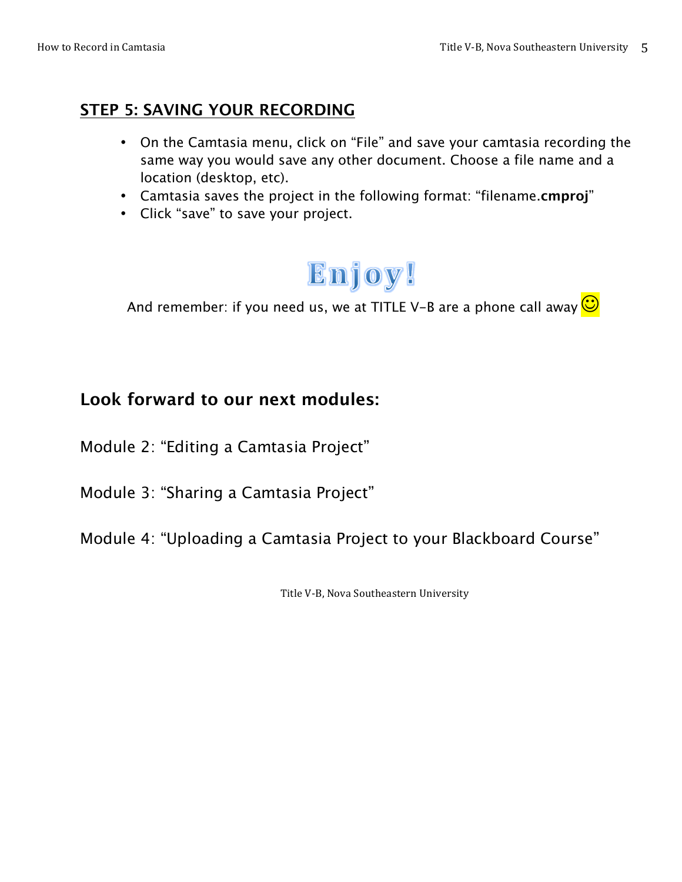## STEP 5: SAVING YOUR RECORDING

- On the Camtasia menu, click on "File" and save your camtasia recording the same way you would save any other document. Choose a file name and a location (desktop, etc).
- Camtasia saves the project in the following format: "filename.**cmproj**"
- Click "save" to save your project.

**Enjoy!**

And remember: if you need us, we at TITLE V-B are a phone call away ☺

### Look forward to our next modules:

Module 2: "Editing a Camtasia Project"

Module 3: "Sharing a Camtasia Project"

Module 4: "Uploading a Camtasia Project to your Blackboard Course"

Title V-B, Nova Southeastern University